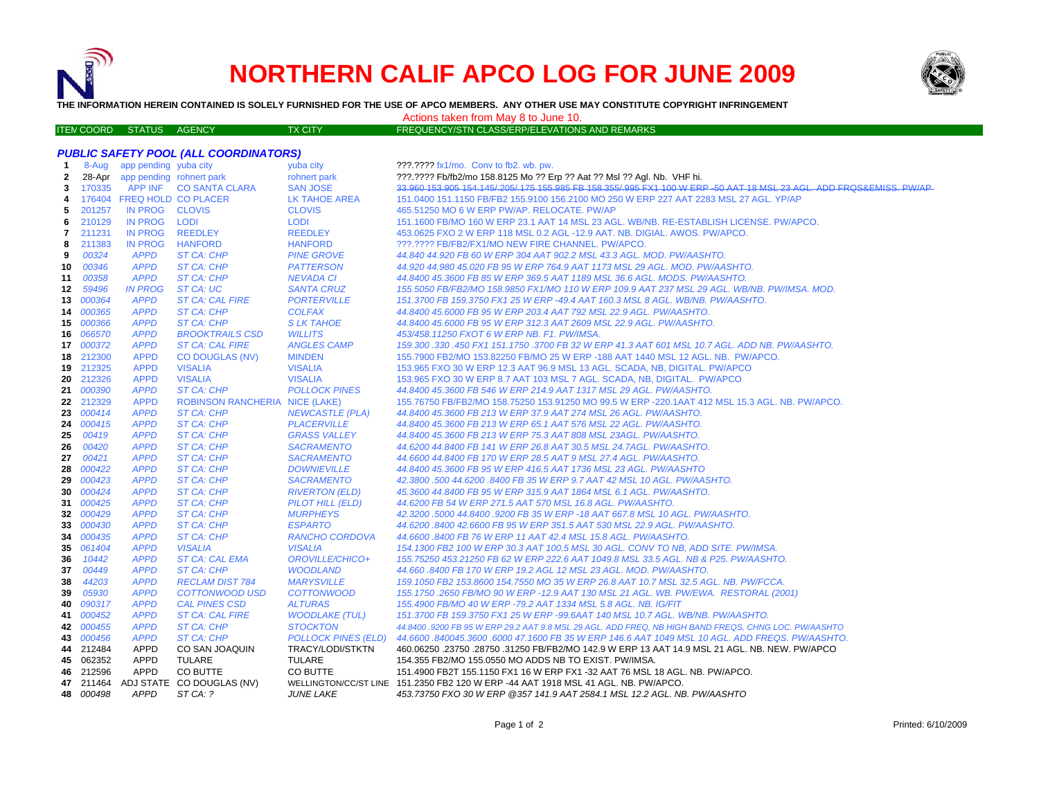# NORTHERN CALIF APCO LOG FOR JUNE 2009

**THE INFORMATION HEREIN CONTAINED IS SOLELY FURNISHED FOR THE USE OF APCO MEMBERS. ANY OTHER USE MAY CONSTITUTE COPYRIGHT INFRINGEMENT**

Actions taken from May 8 to June 10.

| ITEM | COORD | STATUS | AGENCY | TX CITY | FREQUENCY/STN CLASS/ERP/ELEVATIONS AND REMARKS |
|---|---|---|---|---|---|
| | | | ***PUBLIC SAFETY POOL (ALL COORDINATORS)*** | | |
| 1 | 8-Aug | app pending | yuba city | yuba city | ???.???? fx1/mo. Conv to fb2. wb. pw. |
| 2 | 28-Apr | app pending | rohnert park | rohnert park | ???.???? Fb/fb2/mo 158.8125 Mo ?? Erp ?? Aat ?? Msl ?? Agl. Nb. VHF hi. |
| 3 | 170335 | APP INF | CO SANTA CLARA | SAN JOSE | ~~33.960 153.905 154.145/.205/.175 155.985 FB 158.355/.995 FX1 100 W ERP -50 AAT 18 MSL 23 AGL. ADD FRQS&EMISS. PW/AP~~ |
| 4 | 176404 | FREQ HOLD | CO PLACER | LK TAHOE AREA | 151.0400 151.1150 FB/FB2 155.9100 156.2100 MO 250 W ERP 227 AAT 2283 MSL 27 AGL. YP/AP |
| 5 | 201257 | IN PROG | CLOVIS | CLOVIS | 465.51250 MO 6 W ERP PW/AP. RELOCATE. PW/AP |
| 6 | 210129 | IN PROG | LODI | LODI | 151.1600 FB/MO 160 W ERP 23.1 AAT 14 MSL 23 AGL. WB/NB. RE-ESTABLISH LICENSE. PW/APCO. |
| 7 | 211231 | IN PROG | REEDLEY | REEDLEY | 453.0625 FXO 2 W ERP 118 MSL 0.2 AGL -12.9 AAT. NB. DIGIAL. AWOS. PW/APCO. |
| 8 | 211383 | IN PROG | HANFORD | HANFORD | ???.???? FB/FB2/FX1/MO NEW FIRE CHANNEL. PW/APCO. |
| 9 | *00324* | *APPD* | *ST CA: CHP* | *PINE GROVE* | *44.840 44.920 FB 60 W ERP 304 AAT 902.2 MSL 43.3 AGL. MOD. PW/AASHTO.* |
| 10 | *00346* | *APPD* | *ST CA: CHP* | *PATTERSON* | *44.920 44.980 45.020 FB 95 W ERP 764.9 AAT 1173 MSL 29 AGL. MOD. PW/AASHTO.* |
| 11 | *00358* | *APPD* | *ST CA: CHP* | *NEVADA CI* | *44.8400 45.3600 FB 85 W ERP 369.5 AAT 1189 MSL 36.6 AGL. MODS. PW/AASHTO.* |
| 12 | *59496* | *IN PROG* | *ST CA: UC* | *SANTA CRUZ* | *155.5050 FB/FB2/MO 158.9850 FX1/MO 110 W ERP 109.9 AAT 237 MSL 29 AGL. WB/NB. PW/IMSA. MOD.* |
| 13 | *000364* | *APPD* | *ST CA: CAL FIRE* | *PORTERVILLE* | *151.3700 FB 159.3750 FX1 25 W ERP -49.4 AAT 160.3 MSL 8 AGL. WB/NB. PW/AASHTO.* |
| 14 | *000365* | *APPD* | *ST CA: CHP* | *COLFAX* | *44.8400 45.6000 FB 95 W ERP 203.4 AAT 792 MSL 22.9 AGL. PW/AASHTO.* |
| 15 | *000366* | *APPD* | *ST CA: CHP* | *S LK TAHOE* | *44.8400 45.6000 FB 95 W ERP 312.3 AAT 2609 MSL 22.9 AGL. PW/AASHTO.* |
| 16 | *066570* | *APPD* | *BROOKTRAILS CSD* | *WILLITS* | *453/458.11250 FXOT 6 W ERP NB. F1. PW/IMSA.* |
| 17 | *000372* | *APPD* | *ST CA: CAL FIRE* | *ANGLES CAMP* | *159.300 .330 .450 FX1 151.1750 .3700 FB 32 W ERP 41.3 AAT 601 MSL 10.7 AGL. ADD NB. PW/AASHTO.* |
| 18 | 212300 | APPD | CO DOUGLAS (NV) | MINDEN | 155.7900 FB2/MO 153.82250 FB/MO 25 W ERP -188 AAT 1440 MSL 12 AGL. NB. PW/APCO. |
| 19 | 212325 | APPD | VISALIA | VISALIA | 153.965 FXO 30 W ERP 12.3 AAT 96.9 MSL 13 AGL. SCADA, NB, DIGITAL. PW/APCO |
| 20 | 212326 | APPD | VISALIA | VISALIA | 153.965 FXO 30 W ERP 8.7 AAT 103 MSL 7 AGL. SCADA, NB, DIGITAL. PW/APCO |
| 21 | *000390* | *APPD* | *ST CA: CHP* | *POLLOCK PINES* | *44.8400 45.3600 FB 546 W ERP 214.9 AAT 1317 MSL 29 AGL. PW/AASHTO.* |
| 22 | 212329 | APPD | ROBINSON RANCHERIA | NICE (LAKE) | 155.76750 FB/FB2/MO 158.75250 153.91250 MO 99.5 W ERP -220.1AAT 412 MSL 15.3 AGL. NB. PW/APCO. |
| 23 | *000414* | *APPD* | *ST CA: CHP* | *NEWCASTLE (PLA)* | *44.8400 45.3600 FB 213 W ERP 37.9 AAT 274 MSL 26 AGL. PW/AASHTO.* |
| 24 | *000415* | *APPD* | *ST CA: CHP* | *PLACERVILLE* | *44.8400 45.3600 FB 213 W ERP 65.1 AAT 576 MSL 22 AGL. PW/AASHTO.* |
| 25 | *00419* | *APPD* | *ST CA: CHP* | *GRASS VALLEY* | *44.8400 45.3600 FB 213 W ERP 75.3 AAT 808 MSL 23AGL. PW/AASHTO.* |
| 26 | *00420* | *APPD* | *ST CA: CHP* | *SACRAMENTO* | *44.6200 44.8400 FB 141 W ERP 26.8 AAT 30.5 MSL 24.7AGL. PW/AASHTO.* |
| 27 | *00421* | *APPD* | *ST CA: CHP* | *SACRAMENTO* | *44.6600 44.8400 FB 170 W ERP 28.5 AAT 9 MSL 27.4 AGL. PW/AASHTO.* |
| 28 | *000422* | *APPD* | *ST CA: CHP* | *DOWNIEVILLE* | *44.8400 45.3600 FB 95 W ERP 416.5 AAT 1736 MSL 23 AGL. PW/AASHTO* |
| 29 | *000423* | *APPD* | *ST CA: CHP* | *SACRAMENTO* | *42.3800 .500 44.6200 .8400 FB 35 W ERP 9.7 AAT 42 MSL 10 AGL. PW/AASHTO.* |
| 30 | *000424* | *APPD* | *ST CA: CHP* | *RIVERTON (ELD)* | *45.3600 44.8400 FB 95 W ERP 315.9 AAT 1864 MSL 6.1 AGL. PW/AASHTO.* |
| 31 | *000425* | *APPD* | *ST CA: CHP* | *PILOT HILL (ELD)* | *44.6200 FB 54 W ERP 271.5 AAT 570 MSL 16.8 AGL. PW/AASHTO.* |
| 32 | *000429* | *APPD* | *ST CA: CHP* | *MURPHEYS* | *42.3200 .5000 44.8400 .9200 FB 35 W ERP -18 AAT 667.8 MSL 10 AGL. PW/AASHTO.* |
| 33 | *000430* | *APPD* | *ST CA: CHP* | *ESPARTO* | *44.6200 .8400 42.6600 FB 95 W ERP 351.5 AAT 530 MSL 22.9 AGL. PW/AASHTO.* |
| 34 | *000435* | *APPD* | *ST CA: CHP* | *RANCHO CORDOVA* | *44.6600 .8400 FB 76 W ERP 11 AAT 42.4 MSL 15.8 AGL. PW/AASHTO.* |
| 35 | *061404* | *APPD* | *VISALIA* | *VISALIA* | *154.1300 FB2 100 W ERP 30.3 AAT 100.5 MSL 30 AGL. CONV TO NB, ADD SITE. PW/IMSA.* |
| 36 | *10442* | *APPD* | *ST CA: CAL EMA* | *OROVILLE/CHICO+* | *155.75250 453.21250 FB 62 W ERP 222.6 AAT 1049.8 MSL 33.5 AGL. NB & P25. PW/AASHTO.* |
| 37 | *00449* | *APPD* | *ST CA: CHP* | *WOODLAND* | *44.660 .8400 FB 170 W ERP 19.2 AGL 12 MSL 23 AGL. MOD. PW/AASHTO.* |
| 38 | *44203* | *APPD* | *RECLAM DIST 784* | *MARYSVILLE* | *159.1050 FB2 153.8600 154.7550 MO 35 W ERP 26.8 AAT 10.7 MSL 32.5 AGL. NB. PW/FCCA.* |
| 39 | *05930* | *APPD* | *COTTONWOOD USD* | *COTTONWOOD* | *155.1750 .2650 FB/MO 90 W ERP -12.9 AAT 130 MSL 21 AGL. WB. PW/EWA. RESTORAL (2001)* |
| 40 | *090317* | *APPD* | *CAL PINES CSD* | *ALTURAS* | *155.4900 FB/MO 40 W ERP -79.2 AAT 1334 MSL 5.8 AGL. NB. IG/FIT* |
| 41 | *000452* | *APPD* | *ST CA: CAL FIRE* | *WOODLAKE (TUL)* | *151.3700 FB 159.3750 FX1 25 W ERP -99.6AAT 140 MSL 10.7 AGL. WB/NB. PW/AASHTO.* |
| 42 | *000455* | *APPD* | *ST CA: CHP* | *STOCKTON* | *44.8400 .9200 FB 95 W ERP 29.2 AAT 9.8 MSL 29 AGL. ADD FREQ, NB HIGH BAND FREQS, CHNG LOC. PW/AASHTO* |
| 43 | *000456* | *APPD* | *ST CA: CHP* | *POLLOCK PINES (ELD)* | *44.6600 .840045.3600 .6000 47.1600 FB 35 W ERP 146.6 AAT 1049 MSL 10 AGL. ADD FREQS. PW/AASHTO.* |
| 44 | 212484 | APPD | CO SAN JOAQUIN | TRACY/LODI/STKTN | 460.06250 .23750 .28750 .31250 FB/FB2/MO 142.9 W ERP 13 AAT 14.9 MSL 21 AGL. NB. NEW. PW/APCO |
| 45 | 062352 | APPD | TULARE | TULARE | 154.355 FB2/MO 155.0550 MO ADDS NB TO EXIST. PW/IMSA. |
| 46 | 212596 | APPD | CO BUTTE | CO BUTTE | 151.4900 FB2T 155.1150 FX1 16 W ERP FX1 -32 AAT 76 MSL 18 AGL. NB. PW/APCO. |
| 47 | 211464 | ADJ STATE | CO DOUGLAS (NV) | WELLINGTON/CC/ST LINE | 151.2350 FB2 120 W ERP -44 AAT 1918 MSL 41 AGL. NB. PW/APCO. |
| 48 | *000498* | *APPD* | *ST CA: ?* | *JUNE LAKE* | *453.73750 FXO 30 W ERP @357 141.9 AAT 2584.1 MSL 12.2 AGL. NB. PW/AASHTO* |

Printed: 6/10/2009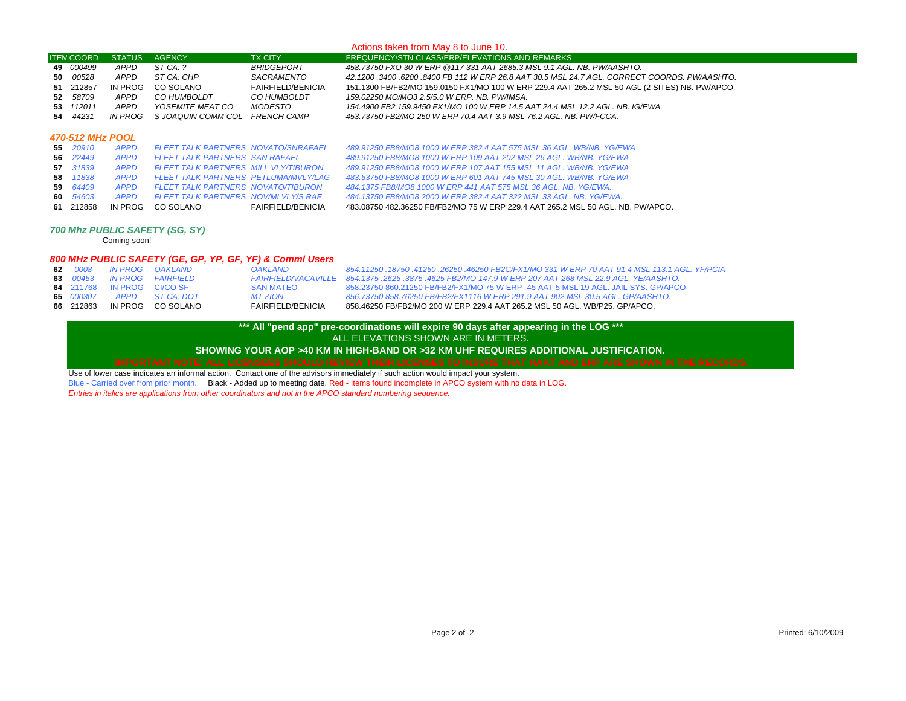Actions taken from May 8 to June 10.

| ITEM | COORD | STATUS | AGENCY | TX CITY | FREQUENCY/STN CLASS/ERP/ELEVATIONS AND REMARKS |
|---|---|---|---|---|---|
| 49 | 000499 | APPD | ST CA: ? | BRIDGEPORT | 458.73750 FXO 30 W ERP @117 331 AAT 2685.3 MSL 9.1 AGL. NB. PW/AASHTO. |
| 50 | 00528 | APPD | ST CA: CHP | SACRAMENTO | 42.1200 .3400 .6200 .8400 FB 112 W ERP 26.8 AAT 30.5 MSL 24.7 AGL. CORRECT COORDS. PW/AASHTO. |
| 51 | 212857 | IN PROG | CO SOLANO | FAIRFIELD/BENICIA | 151.1300 FB/FB2/MO 159.0150 FX1/MO 100 W ERP 229.4 AAT 265.2 MSL 50 AGL (2 SITES) NB. PW/APCO. |
| 52 | 58709 | APPD | CO HUMBOLDT | CO HUMBOLDT | 159.02250 MO/MO3 2.5/5.0 W ERP. NB. PW/IMSA. |
| 53 | 112011 | APPD | YOSEMITE MEAT CO | MODESTO | 154.4900 FB2 159.9450 FX1/MO 100 W ERP 14.5 AAT 24.4 MSL 12.2 AGL. NB. IG/EWA. |
| 54 | 44231 | IN PROG | S JOAQUIN COMM COL | FRENCH CAMP | 453.73750 FB2/MO 250 W ERP 70.4 AAT 3.9 MSL 76.2 AGL. NB. PW/FCCA. |

### 470-512 MHz POOL

| | | | | | |
|---|---|---|---|---|---|
| 55 | 20910 | APPD | FLEET TALK PARTNERS | NOVATO/SNRAFAEL | 489.91250 FB8/MO8 1000 W ERP 382.4 AAT 575 MSL 36 AGL. WB/NB. YG/EWA |
| 56 | 22449 | APPD | FLEET TALK PARTNERS | SAN RAFAEL | 489.91250 FB8/MO8 1000 W ERP 109 AAT 202 MSL 26 AGL. WB/NB. YG/EWA |
| 57 | 31839 | APPD | FLEET TALK PARTNERS | MILL VLY/TIBURON | 489.91250 FB8/MO8 1000 W ERP 107 AAT 155 MSL 11 AGL. WB/NB. YG/EWA |
| 58 | 11838 | APPD | FLEET TALK PARTNERS | PETLUMA/MVLY/LAG | 483.53750 FB8/MO8 1000 W ERP 601 AAT 745 MSL 30 AGL. WB/NB. YG/EWA |
| 59 | 64409 | APPD | FLEET TALK PARTNERS | NOVATO/TIBURON | 484.1375 FB8/MO8 1000 W ERP 441 AAT 575 MSL 36 AGL. NB. YG/EWA. |
| 60 | 54603 | APPD | FLEET TALK PARTNERS | NOV/MLVLY/S RAF | 484.13750 FB8/MO8 2000 W ERP 382.4 AAT 322 MSL 33 AGL. NB. YG/EWA. |
| 61 | 212858 | IN PROG | CO SOLANO | FAIRFIELD/BENICIA | 483.08750 482.36250 FB/FB2/MO 75 W ERP 229.4 AAT 265.2 MSL 50 AGL. NB. PW/APCO. |

### 700 Mhz PUBLIC SAFETY (SG, SY)

Coming soon!

### 800 MHz PUBLIC SAFETY (GE, GP, YP, GF, YF) & Comml Users

| | | | | | |
|---|---|---|---|---|---|
| 62 | 0008 | IN PROG | OAKLAND | OAKLAND | 854.11250 .18750 .41250 .26250 .46250 FB2C/FX1/MO 331 W ERP 70 AAT 91.4 MSL 113.1 AGL. YF/PCIA |
| 63 | 00453 | IN PROG | FAIRFIELD | FAIRFIELD/VACAVILLE | 854.1375 .2625 .3875 .4625 FB2/MO 147.9 W ERP 207 AAT 268 MSL 22.9 AGL. YE/AASHTO. |
| 64 | 211768 | IN PROG | CI/CO SF | SAN MATEO | 858.23750 860.21250 FB/FB2/FX1/MO 75 W ERP -45 AAT 5 MSL 19 AGL. JAIL SYS. GP/APCO |
| 65 | 000307 | APPD | ST CA: DOT | MT ZION | 856.73750 858.76250 FB/FB2/FX1116 W ERP 291.9 AAT 902 MSL 30.5 AGL. GP/AASHTO. |
| 66 | 212863 | IN PROG | CO SOLANO | FAIRFIELD/BENICIA | 858.46250 FB/FB2/MO 200 W ERP 229.4 AAT 265.2 MSL 50 AGL. WB/P25. GP/APCO. |

**\*\*\* All "pend app" pre-coordinations will expire 90 days after appearing in the LOG \*\*\***

ALL ELEVATIONS SHOWN ARE IN METERS.

**SHOWING YOUR AOP >40 KM IN HIGH-BAND OR >32 KM UHF REQUIRES ADDITIONAL JUSTIFICATION.**

**IMPORTANT NOTE: ALL LICENSEES SHOULD REVIEW THEIR LICENSES TO INSURE THAT HAAT AND ERP ARE SHOWN IN THE RECORDS.**

Use of lower case indicates an informal action. Contact one of the advisors immediately if such action would impact your system.

Blue - Carried over from prior month. Black - Added up to meeting date. Red - Items found incomplete in APCO system with no data in LOG.

*Entries in italics are applications from other coordinators and not in the APCO standard numbering sequence.*

Printed: 6/10/2009